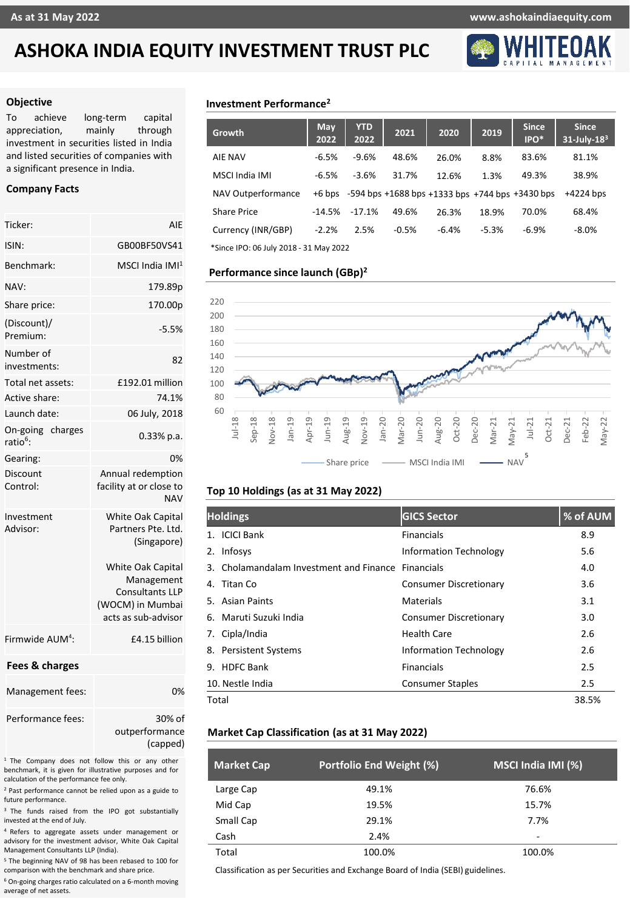# ASHOKA INDIA EQUITY INVESTMENT TRUST PLC

As at 31 May 2022

## Objective

To achieve long-term capital appreciation, mainly through investment in securities listed in India and listed securities of companies with a significant presence in India.

## Company Facts

| | |
|---|---|
| Ticker: | AIE |
| ISIN: | GB00BF50VS41 |
| Benchmark: | MSCI India IMI[1] |
| NAV: | 179.89p |
| Share price: | 170.00p |
| (Discount)/ Premium: | -5.5% |
| Number of investments: | 82 |
| Total net assets: | £192.01 million |
| Active share: | 74.1% |
| Launch date: | 06 July, 2018 |
| On-going charges ratio[6]: | 0.33% p.a. |
| Gearing: | 0% |
| Discount Control: | Annual redemption facility at or close to NAV |
| Investment Advisor: | White Oak Capital Partners Pte. Ltd. (Singapore)<br><br>White Oak Capital Management Consultants LLP (WOCM) in Mumbai acts as sub-advisor |
| Firmwide AUM[4]: | £4.15 billion |

## Fees & charges

| | |
|---|---|
| Management fees: | 0% |
| Performance fees: | 30% of outperformance (capped) |

[1] The Company does not follow this or any other benchmark, it is given for illustrative purposes and for calculation of the performance fee only.

[2] Past performance cannot be relied upon as a guide to future performance.

[3] The funds raised from the IPO got substantially invested at the end of July.

[4] Refers to aggregate assets under management or advisory for the investment advisor, White Oak Capital Management Consultants LLP (India).

[5] The beginning NAV of 98 has been rebased to 100 for comparison with the benchmark and share price.

[6] On-going charges ratio calculated on a 6-month moving average of net assets.

## Investment Performance[2]

| Growth | May 2022 | YTD 2022 | 2021 | 2020 | 2019 | Since IPO* | Since 31-July-18[3] |
|---|---|---|---|---|---|---|---|
| AIE NAV | -6.5% | -9.6% | 48.6% | 26.0% | 8.8% | 83.6% | 81.1% |
| MSCI India IMI | -6.5% | -3.6% | 31.7% | 12.6% | 1.3% | 49.3% | 38.9% |
| NAV Outperformance | +6 bps | -594 bps | +1688 bps | +1333 bps | +744 bps | +3430 bps | +4224 bps |
| Share Price | -14.5% | -17.1% | 49.6% | 26.3% | 18.9% | 70.0% | 68.4% |
| Currency (INR/GBP) | -2.2% | 2.5% | -0.5% | -6.4% | -5.3% | -6.9% | -8.0% |

*Since IPO: 06 July 2018 - 31 May 2022

## Performance since launch (GBp)[2]

Legend: Share price, MSCI India IMI, NAV[5]

## Top 10 Holdings (as at 31 May 2022)

| Holdings | GICS Sector | % of AUM |
|---|---|---|
| 1. ICICI Bank | Financials | 8.9 |
| 2. Infosys | Information Technology | 5.6 |
| 3. Cholamandalam Investment and Finance | Financials | 4.0 |
| 4. Titan Co | Consumer Discretionary | 3.6 |
| 5. Asian Paints | Materials | 3.1 |
| 6. Maruti Suzuki India | Consumer Discretionary | 3.0 |
| 7. Cipla/India | Health Care | 2.6 |
| 8. Persistent Systems | Information Technology | 2.6 |
| 9. HDFC Bank | Financials | 2.5 |
| 10. Nestle India | Consumer Staples | 2.5 |
| Total | | 38.5% |

## Market Cap Classification (as at 31 May 2022)

| Market Cap | Portfolio End Weight (%) | MSCI India IMI (%) |
|---|---|---|
| Large Cap | 49.1% | 76.6% |
| Mid Cap | 19.5% | 15.7% |
| Small Cap | 29.1% | 7.7% |
| Cash | 2.4% | - |
| Total | 100.0% | 100.0% |

Classification as per Securities and Exchange Board of India (SEBI) guidelines.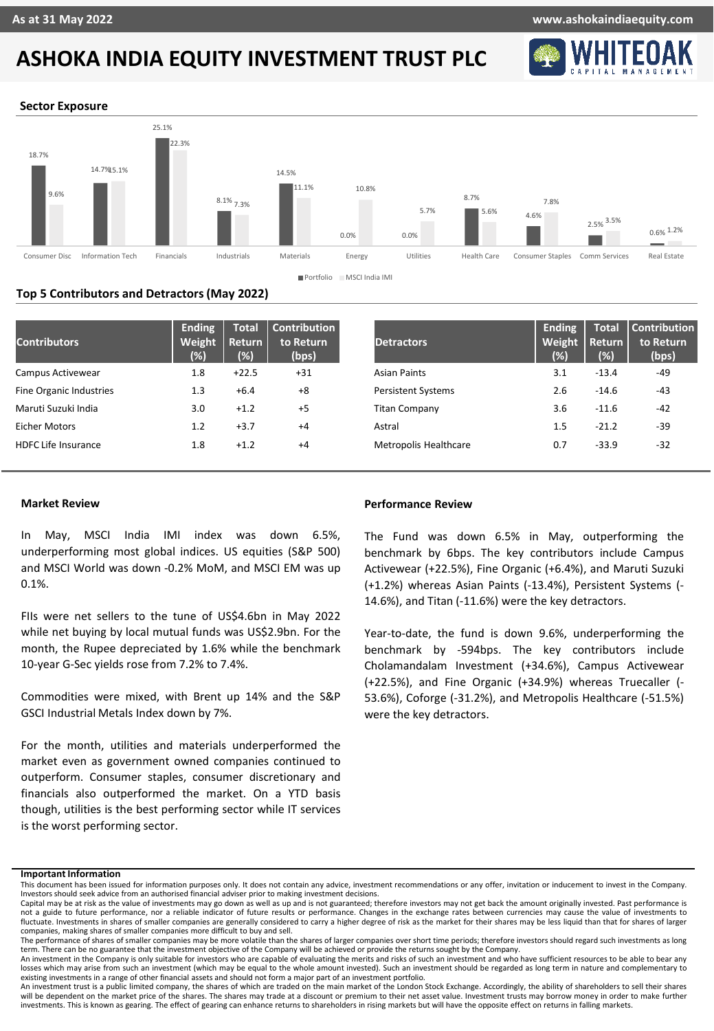As at 31 May 2022 www.ashokaindiaequity.com

# ASHOKA INDIA EQUITY INVESTMENT TRUST PLC

## Sector Exposure

18.7% 9.6% Consumer Disc
14.7% 15.1% Information Tech
25.1% 22.3% Financials
8.1% 7.3% Industrials
14.5% 11.1% Materials
0.0% 10.8% Energy
0.0% 5.7% Utilities
8.7% 5.6% Health Care
4.6% 7.8% Consumer Staples
2.5% 3.5% Comm Services
0.6% 1.2% Real Estate

Portfolio MSCI India IMI

## Top 5 Contributors and Detractors (May 2022)

| Contributors | Ending Weight (%) | Total Return (%) | Contribution to Return (bps) |
|---|---|---|---|
| Campus Activewear | 1.8 | +22.5 | +31 |
| Fine Organic Industries | 1.3 | +6.4 | +8 |
| Maruti Suzuki India | 3.0 | +1.2 | +5 |
| Eicher Motors | 1.2 | +3.7 | +4 |
| HDFC Life Insurance | 1.8 | +1.2 | +4 |

| Detractors | Ending Weight (%) | Total Return (%) | Contribution to Return (bps) |
|---|---|---|---|
| Asian Paints | 3.1 | -13.4 | -49 |
| Persistent Systems | 2.6 | -14.6 | -43 |
| Titan Company | 3.6 | -11.6 | -42 |
| Astral | 1.5 | -21.2 | -39 |
| Metropolis Healthcare | 0.7 | -33.9 | -32 |

### Market Review

In May, MSCI India IMI index was down 6.5%, underperforming most global indices. US equities (S&P 500) and MSCI World was down -0.2% MoM, and MSCI EM was up 0.1%.

FIIs were net sellers to the tune of US$4.6bn in May 2022 while net buying by local mutual funds was US$2.9bn. For the month, the Rupee depreciated by 1.6% while the benchmark 10-year G-Sec yields rose from 7.2% to 7.4%.

Commodities were mixed, with Brent up 14% and the S&P GSCI Industrial Metals Index down by 7%.

For the month, utilities and materials underperformed the market even as government owned companies continued to outperform. Consumer staples, consumer discretionary and financials also outperformed the market. On a YTD basis though, utilities is the best performing sector while IT services is the worst performing sector.

### Performance Review

The Fund was down 6.5% in May, outperforming the benchmark by 6bps. The key contributors include Campus Activewear (+22.5%), Fine Organic (+6.4%), and Maruti Suzuki (+1.2%) whereas Asian Paints (-13.4%), Persistent Systems (-14.6%), and Titan (-11.6%) were the key detractors.

Year-to-date, the fund is down 9.6%, underperforming the benchmark by -594bps. The key contributors include Cholamandalam Investment (+34.6%), Campus Activewear (+22.5%), and Fine Organic (+34.9%) whereas Truecaller (-53.6%), Coforge (-31.2%), and Metropolis Healthcare (-51.5%) were the key detractors.

**Important Information**

This document has been issued for information purposes only. It does not contain any advice, investment recommendations or any offer, invitation or inducement to invest in the Company. Investors should seek advice from an authorised financial adviser prior to making investment decisions.

Capital may be at risk as the value of investments may go down as well as up and is not guaranteed; therefore investors may not get back the amount originally invested. Past performance is not a guide to future performance, nor a reliable indicator of future results or performance. Changes in the exchange rates between currencies may cause the value of investments to fluctuate. Investments in shares of smaller companies are generally considered to carry a higher degree of risk as the market for their shares may be less liquid than that for shares of larger companies, making shares of smaller companies more difficult to buy and sell.

The performance of shares of smaller companies may be more volatile than the shares of larger companies over short time periods; therefore investors should regard such investments as long term. There can be no guarantee that the investment objective of the Company will be achieved or provide the returns sought by the Company.

An investment in the Company is only suitable for investors who are capable of evaluating the merits and risks of such an investment and who have sufficient resources to be able to bear any losses which may arise from such an investment (which may be equal to the whole amount invested). Such an investment should be regarded as long term in nature and complementary to existing investments in a range of other financial assets and should not form a major part of an investment portfolio.

An investment trust is a public limited company, the shares of which are traded on the main market of the London Stock Exchange. Accordingly, the ability of shareholders to sell their shares will be dependent on the market price of the shares. The shares may trade at a discount or premium to their net asset value. Investment trusts may borrow money in order to make further investments. This is known as gearing. The effect of gearing can enhance returns to shareholders in rising markets but will have the opposite effect on returns in falling markets.